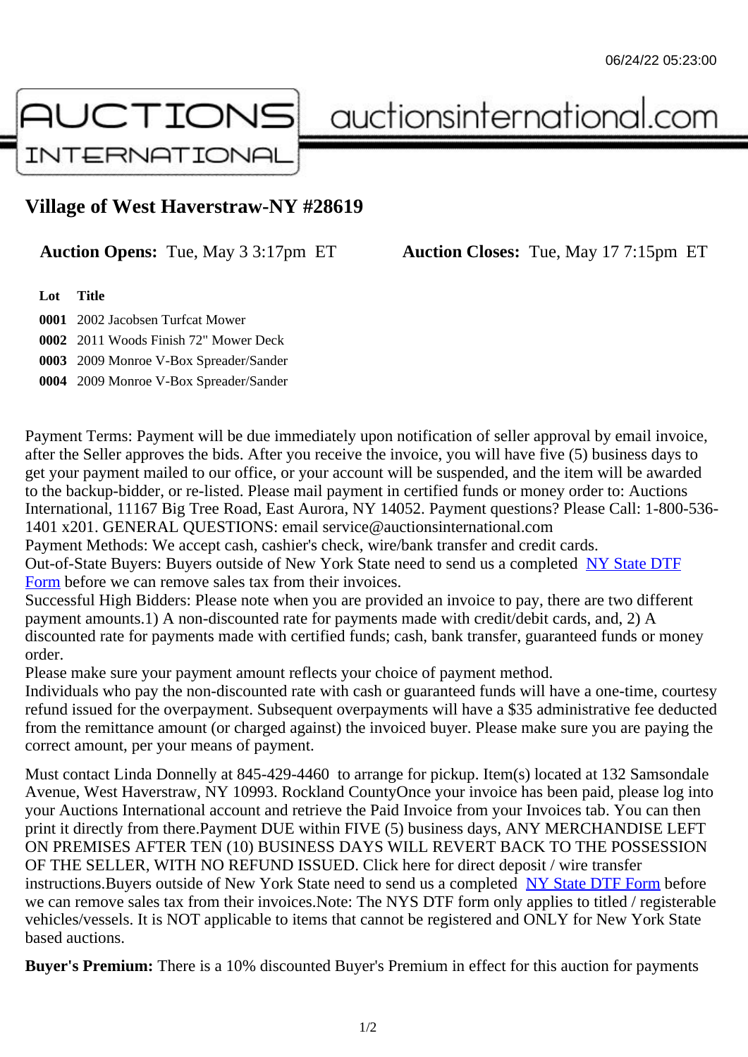06/24/22 05:23:00

AUCTIONS INTERNATIONAL auctionsinternational.com

# Village of West Haverstraw-NY #28619

**Auction Opens:** Tue, May 3 3:17pm ET **Auction Closes:** Tue, May 17 7:15pm ET

| Lot | Title |
|---|---|
| **0001** | 2002 Jacobsen Turfcat Mower |
| **0002** | 2011 Woods Finish 72" Mower Deck |
| **0003** | 2009 Monroe V-Box Spreader/Sander |
| **0004** | 2009 Monroe V-Box Spreader/Sander |

Payment Terms: Payment will be due immediately upon notification of seller approval by email invoice, after the Seller approves the bids. After you receive the invoice, you will have five (5) business days to get your payment mailed to our office, or your account will be suspended, and the item will be awarded to the backup-bidder, or re-listed. Please mail payment in certified funds or money order to: Auctions International, 11167 Big Tree Road, East Aurora, NY 14052. Payment questions? Please Call: 1-800-536-1401 x201. GENERAL QUESTIONS: email service@auctionsinternational.com
Payment Methods: We accept cash, cashier's check, wire/bank transfer and credit cards.
Out-of-State Buyers: Buyers outside of New York State need to send us a completed NY State DTF Form before we can remove sales tax from their invoices.
Successful High Bidders: Please note when you are provided an invoice to pay, there are two different payment amounts.1) A non-discounted rate for payments made with credit/debit cards, and, 2) A discounted rate for payments made with certified funds; cash, bank transfer, guaranteed funds or money order.
Please make sure your payment amount reflects your choice of payment method.
Individuals who pay the non-discounted rate with cash or guaranteed funds will have a one-time, courtesy refund issued for the overpayment. Subsequent overpayments will have a $35 administrative fee deducted from the remittance amount (or charged against) the invoiced buyer. Please make sure you are paying the correct amount, per your means of payment.

Must contact Linda Donnelly at 845-429-4460 to arrange for pickup. Item(s) located at 132 Samsondale Avenue, West Haverstraw, NY 10993. Rockland CountyOnce your invoice has been paid, please log into your Auctions International account and retrieve the Paid Invoice from your Invoices tab. You can then print it directly from there.Payment DUE within FIVE (5) business days, ANY MERCHANDISE LEFT ON PREMISES AFTER TEN (10) BUSINESS DAYS WILL REVERT BACK TO THE POSSESSION OF THE SELLER, WITH NO REFUND ISSUED. Click here for direct deposit / wire transfer instructions.Buyers outside of New York State need to send us a completed NY State DTF Form before we can remove sales tax from their invoices.Note: The NYS DTF form only applies to titled / registerable vehicles/vessels. It is NOT applicable to items that cannot be registered and ONLY for New York State based auctions.

**Buyer's Premium:** There is a 10% discounted Buyer's Premium in effect for this auction for payments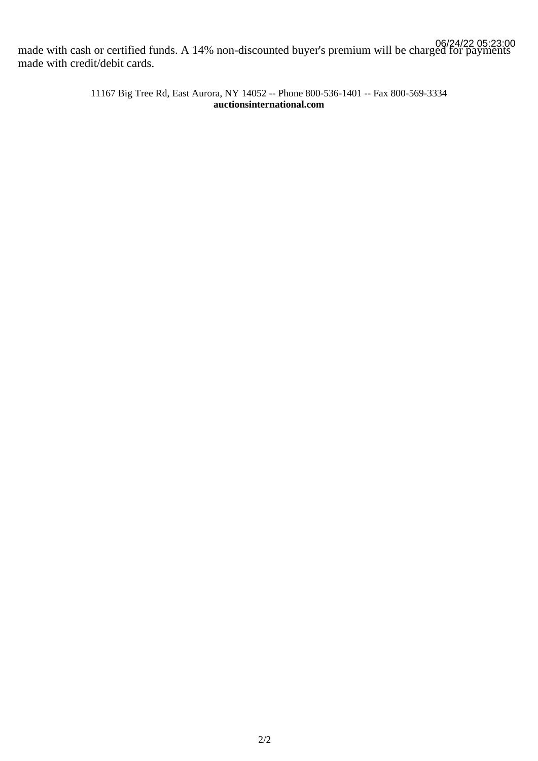made with cash or certified funds. A 14% non-discounted buyer's premium will be charged for payments made with credit/debit cards.

11167 Big Tree Rd, East Aurora, NY 14052 -- Phone 800-536-1401 -- Fax 800-569-3334
**auctionsinternational.com**